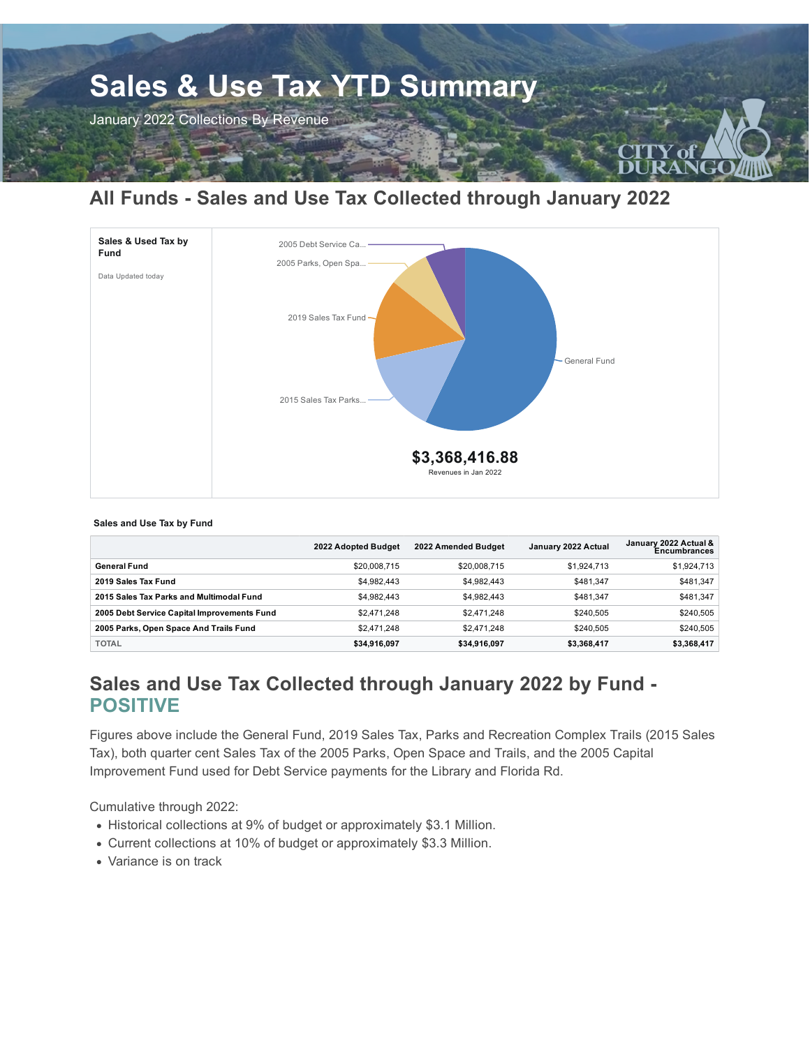# Sales & Use Tax YTD Summary

January 2022 Collections By Revenue

## All Funds - Sales and Use Tax Collected through January 2022

**Sales & Used Tax by Fund**

Data Updated today

2005 Debt Service Ca...
2005 Parks, Open Spa...
2019 Sales Tax Fund
2015 Sales Tax Parks...
General Fund

**$3,368,416.88**

Revenues in Jan 2022

**Sales and Use Tax by Fund**

| | 2022 Adopted Budget | 2022 Amended Budget | January 2022 Actual | January 2022 Actual & Encumbrances |
|---|---|---|---|---|
| **General Fund** | $20,008,715 | $20,008,715 | $1,924,713 | $1,924,713 |
| **2019 Sales Tax Fund** | $4,982,443 | $4,982,443 | $481,347 | $481,347 |
| **2015 Sales Tax Parks and Multimodal Fund** | $4,982,443 | $4,982,443 | $481,347 | $481,347 |
| **2005 Debt Service Capital Improvements Fund** | $2,471,248 | $2,471,248 | $240,505 | $240,505 |
| **2005 Parks, Open Space And Trails Fund** | $2,471,248 | $2,471,248 | $240,505 | $240,505 |
| TOTAL | **$34,916,097** | **$34,916,097** | **$3,368,417** | **$3,368,417** |

## Sales and Use Tax Collected through January 2022 by Fund - POSITIVE

Figures above include the General Fund, 2019 Sales Tax, Parks and Recreation Complex Trails (2015 Sales Tax), both quarter cent Sales Tax of the 2005 Parks, Open Space and Trails, and the 2005 Capital Improvement Fund used for Debt Service payments for the Library and Florida Rd.

Cumulative through 2022:

- Historical collections at 9% of budget or approximately $3.1 Million.
- Current collections at 10% of budget or approximately $3.3 Million.
- Variance is on track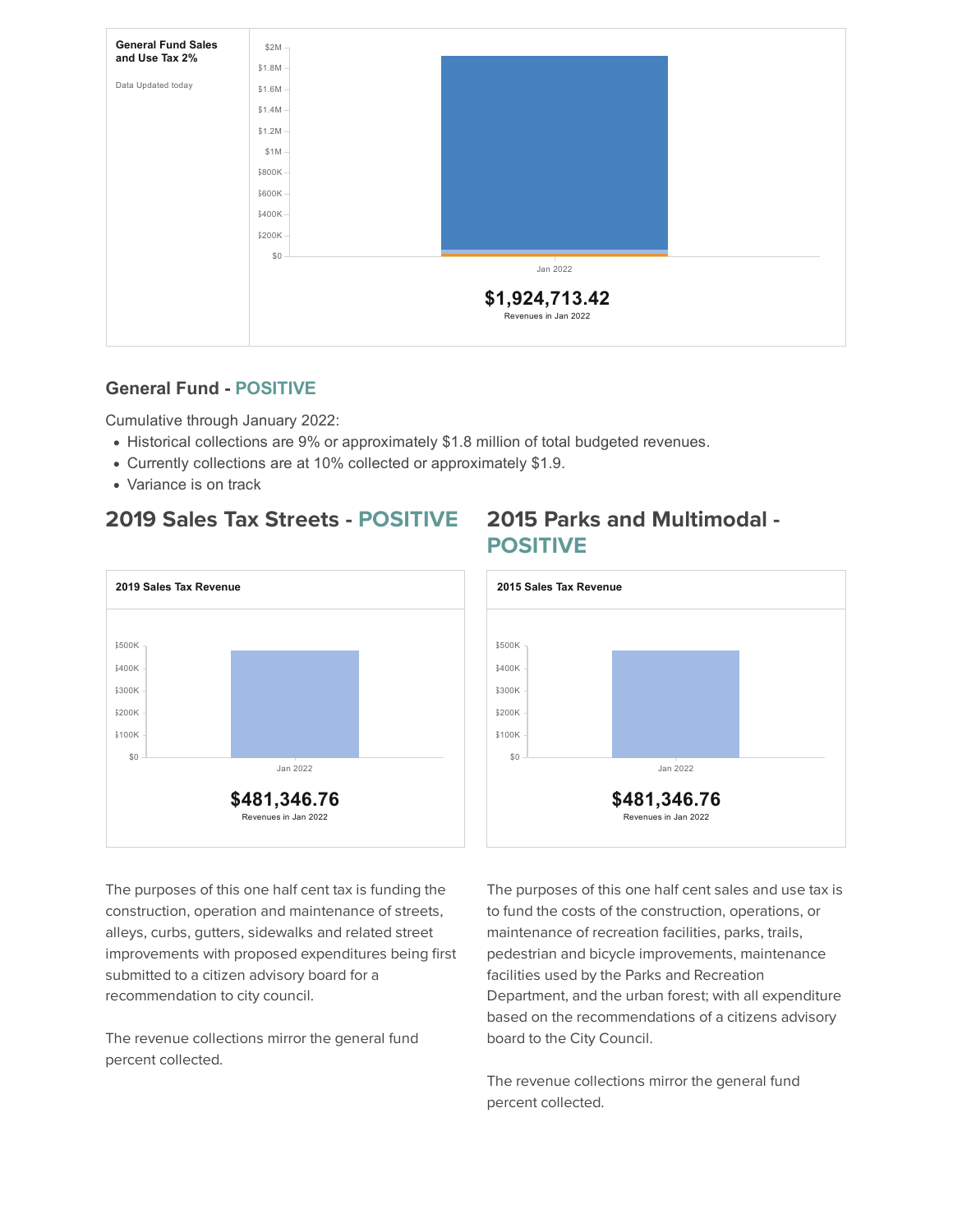**General Fund Sales and Use Tax 2%**

Data Updated today

$1,924,713.42

Revenues in Jan 2022

## General Fund - POSITIVE

Cumulative through January 2022:

- Historical collections are 9% or approximately $1.8 million of total budgeted revenues.
- Currently collections are at 10% collected or approximately $1.9.
- Variance is on track

## 2019 Sales Tax Streets - POSITIVE

**2019 Sales Tax Revenue**

$481,346.76

Revenues in Jan 2022

The purposes of this one half cent tax is funding the construction, operation and maintenance of streets, alleys, curbs, gutters, sidewalks and related street improvements with proposed expenditures being first submitted to a citizen advisory board for a recommendation to city council.

The revenue collections mirror the general fund percent collected.

## 2015 Parks and Multimodal - POSITIVE

**2015 Sales Tax Revenue**

$481,346.76

Revenues in Jan 2022

The purposes of this one half cent sales and use tax is to fund the costs of the construction, operations, or maintenance of recreation facilities, parks, trails, pedestrian and bicycle improvements, maintenance facilities used by the Parks and Recreation Department, and the urban forest; with all expenditure based on the recommendations of a citizens advisory board to the City Council.

The revenue collections mirror the general fund percent collected.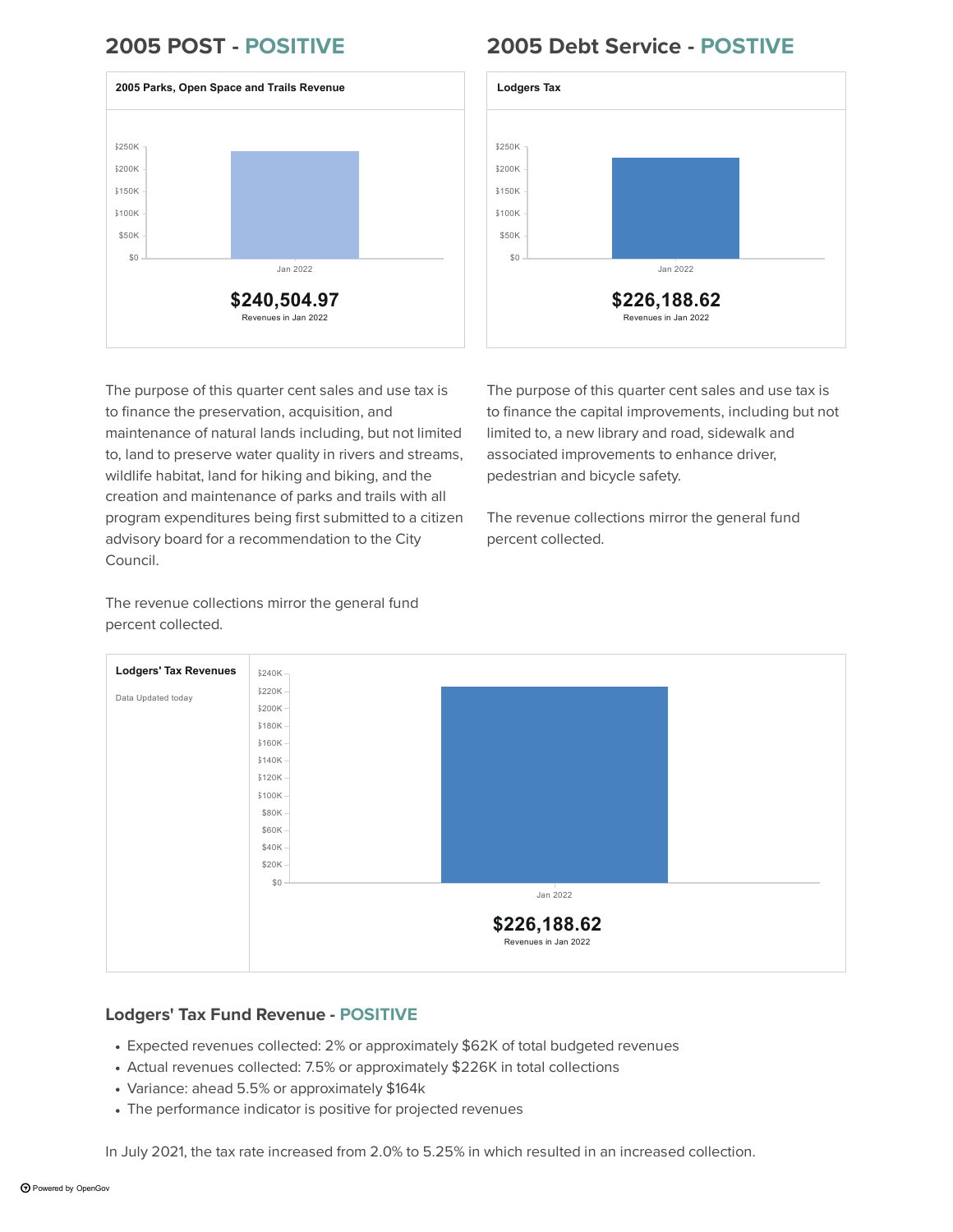## 2005 POST - POSITIVE

**2005 Parks, Open Space and Trails Revenue**

$250K
$200K
$150K
$100K
$50K
$0

Jan 2022

**$240,504.97**

Revenues in Jan 2022

The purpose of this quarter cent sales and use tax is to finance the preservation, acquisition, and maintenance of natural lands including, but not limited to, land to preserve water quality in rivers and streams, wildlife habitat, land for hiking and biking, and the creation and maintenance of parks and trails with all program expenditures being first submitted to a citizen advisory board for a recommendation to the City Council.

The revenue collections mirror the general fund percent collected.

## 2005 Debt Service - POSTIVE

**Lodgers Tax**

$250K
$200K
$150K
$100K
$50K
$0

Jan 2022

**$226,188.62**

Revenues in Jan 2022

The purpose of this quarter cent sales and use tax is to finance the capital improvements, including but not limited to, a new library and road, sidewalk and associated improvements to enhance driver, pedestrian and bicycle safety.

The revenue collections mirror the general fund percent collected.

**Lodgers' Tax Revenues**

Data Updated today

$240K
$220K
$200K
$180K
$160K
$140K
$120K
$100K
$80K
$60K
$40K
$20K
$0

Jan 2022

**$226,188.62**

Revenues in Jan 2022

## Lodgers' Tax Fund Revenue - POSITIVE

- Expected revenues collected: 2% or approximately $62K of total budgeted revenues
- Actual revenues collected: 7.5% or approximately $226K in total collections
- Variance: ahead 5.5% or approximately $164k
- The performance indicator is positive for projected revenues

In July 2021, the tax rate increased from 2.0% to 5.25% in which resulted in an increased collection.